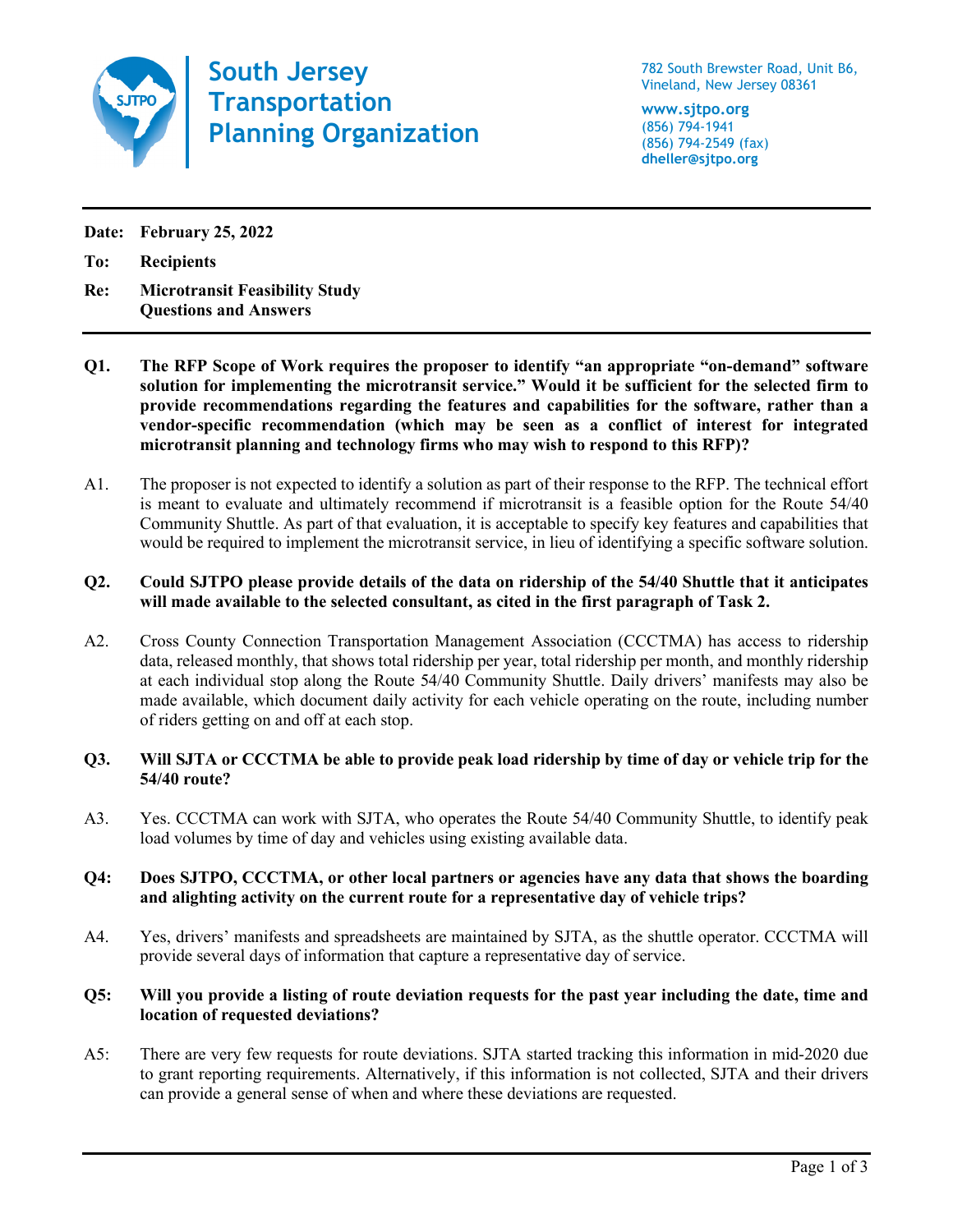# South Jersey Transportation Planning Organization

782 South Brewster Road, Unit B6,
Vineland, New Jersey 08361

**www.sjtpo.org**
(856) 794-1941
(856) 794-2549 (fax)
**dheller@sjtpo.org**

---

**Date:** **February 25, 2022**

**To:** **Recipients**

**Re:** **Microtransit Feasibility Study Questions and Answers**

---

**Q1. The RFP Scope of Work requires the proposer to identify "an appropriate "on-demand" software solution for implementing the microtransit service." Would it be sufficient for the selected firm to provide recommendations regarding the features and capabilities for the software, rather than a vendor-specific recommendation (which may be seen as a conflict of interest for integrated microtransit planning and technology firms who may wish to respond to this RFP)?**

A1. The proposer is not expected to identify a solution as part of their response to the RFP. The technical effort is meant to evaluate and ultimately recommend if microtransit is a feasible option for the Route 54/40 Community Shuttle. As part of that evaluation, it is acceptable to specify key features and capabilities that would be required to implement the microtransit service, in lieu of identifying a specific software solution.

**Q2. Could SJTPO please provide details of the data on ridership of the 54/40 Shuttle that it anticipates will made available to the selected consultant, as cited in the first paragraph of Task 2.**

A2. Cross County Connection Transportation Management Association (CCCTMA) has access to ridership data, released monthly, that shows total ridership per year, total ridership per month, and monthly ridership at each individual stop along the Route 54/40 Community Shuttle. Daily drivers' manifests may also be made available, which document daily activity for each vehicle operating on the route, including number of riders getting on and off at each stop.

**Q3. Will SJTA or CCCTMA be able to provide peak load ridership by time of day or vehicle trip for the 54/40 route?**

A3. Yes. CCCTMA can work with SJTA, who operates the Route 54/40 Community Shuttle, to identify peak load volumes by time of day and vehicles using existing available data.

**Q4: Does SJTPO, CCCTMA, or other local partners or agencies have any data that shows the boarding and alighting activity on the current route for a representative day of vehicle trips?**

A4. Yes, drivers' manifests and spreadsheets are maintained by SJTA, as the shuttle operator. CCCTMA will provide several days of information that capture a representative day of service.

**Q5: Will you provide a listing of route deviation requests for the past year including the date, time and location of requested deviations?**

A5: There are very few requests for route deviations. SJTA started tracking this information in mid-2020 due to grant reporting requirements. Alternatively, if this information is not collected, SJTA and their drivers can provide a general sense of when and where these deviations are requested.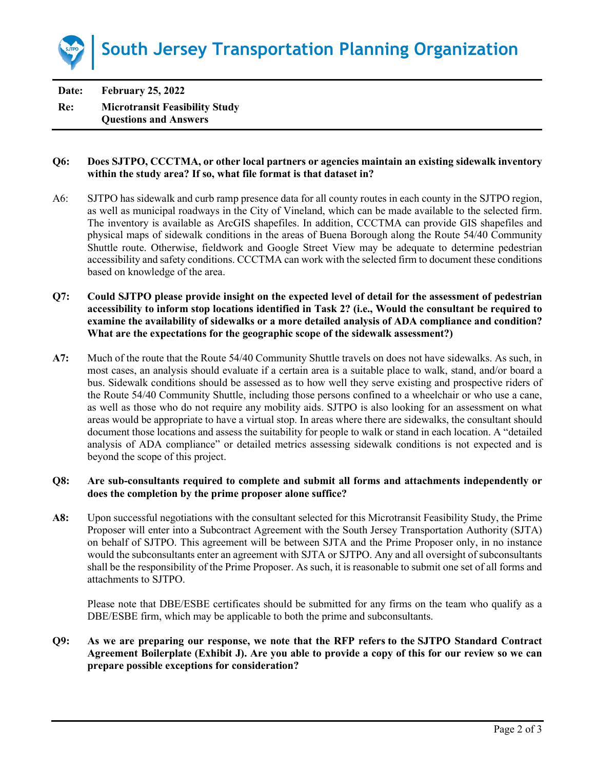# South Jersey Transportation Planning Organization

| | |
|---|---|
| **Date:** | **February 25, 2022** |
| **Re:** | **Microtransit Feasibility Study Questions and Answers** |

**Q6: Does SJTPO, CCCTMA, or other local partners or agencies maintain an existing sidewalk inventory within the study area? If so, what file format is that dataset in?**

A6: SJTPO has sidewalk and curb ramp presence data for all county routes in each county in the SJTPO region, as well as municipal roadways in the City of Vineland, which can be made available to the selected firm. The inventory is available as ArcGIS shapefiles. In addition, CCCTMA can provide GIS shapefiles and physical maps of sidewalk conditions in the areas of Buena Borough along the Route 54/40 Community Shuttle route. Otherwise, fieldwork and Google Street View may be adequate to determine pedestrian accessibility and safety conditions. CCCTMA can work with the selected firm to document these conditions based on knowledge of the area.

**Q7: Could SJTPO please provide insight on the expected level of detail for the assessment of pedestrian accessibility to inform stop locations identified in Task 2? (i.e., Would the consultant be required to examine the availability of sidewalks or a more detailed analysis of ADA compliance and condition? What are the expectations for the geographic scope of the sidewalk assessment?)**

**A7:** Much of the route that the Route 54/40 Community Shuttle travels on does not have sidewalks. As such, in most cases, an analysis should evaluate if a certain area is a suitable place to walk, stand, and/or board a bus. Sidewalk conditions should be assessed as to how well they serve existing and prospective riders of the Route 54/40 Community Shuttle, including those persons confined to a wheelchair or who use a cane, as well as those who do not require any mobility aids. SJTPO is also looking for an assessment on what areas would be appropriate to have a virtual stop. In areas where there are sidewalks, the consultant should document those locations and assess the suitability for people to walk or stand in each location. A "detailed analysis of ADA compliance" or detailed metrics assessing sidewalk conditions is not expected and is beyond the scope of this project.

**Q8: Are sub-consultants required to complete and submit all forms and attachments independently or does the completion by the prime proposer alone suffice?**

**A8:** Upon successful negotiations with the consultant selected for this Microtransit Feasibility Study, the Prime Proposer will enter into a Subcontract Agreement with the South Jersey Transportation Authority (SJTA) on behalf of SJTPO. This agreement will be between SJTA and the Prime Proposer only, in no instance would the subconsultants enter an agreement with SJTA or SJTPO. Any and all oversight of subconsultants shall be the responsibility of the Prime Proposer. As such, it is reasonable to submit one set of all forms and attachments to SJTPO.

Please note that DBE/ESBE certificates should be submitted for any firms on the team who qualify as a DBE/ESBE firm, which may be applicable to both the prime and subconsultants.

**Q9: As we are preparing our response, we note that the RFP refers to the SJTPO Standard Contract Agreement Boilerplate (Exhibit J). Are you able to provide a copy of this for our review so we can prepare possible exceptions for consideration?**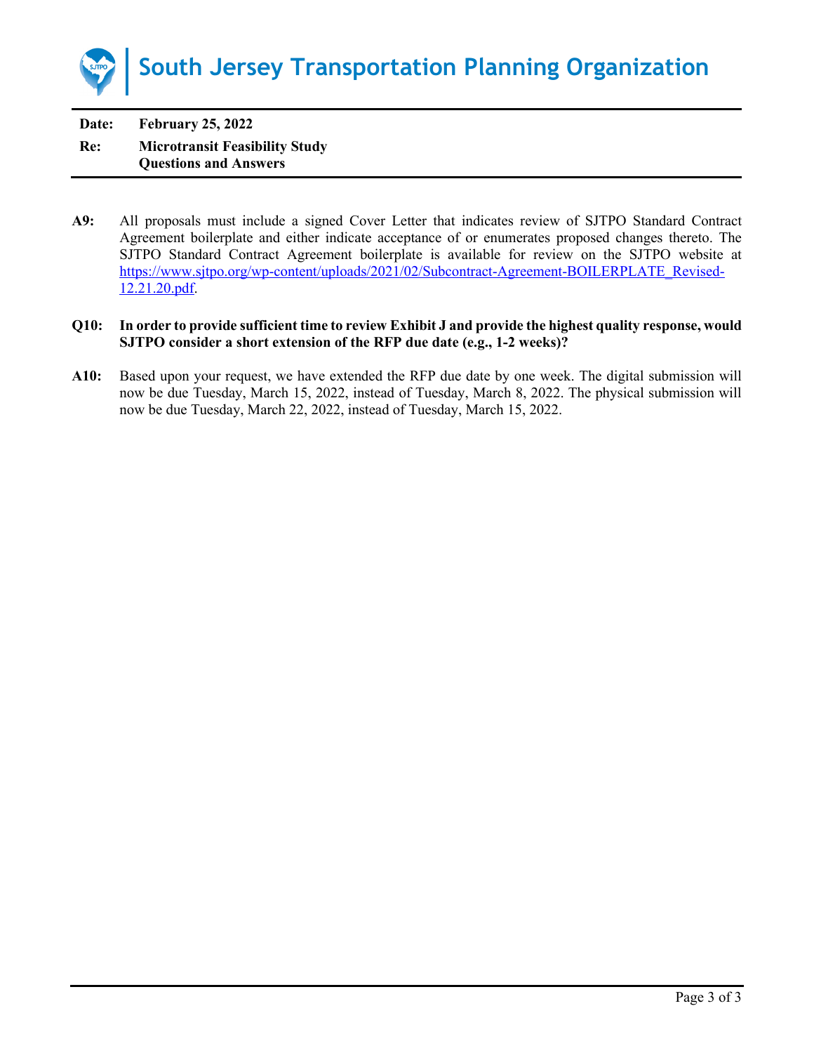# South Jersey Transportation Planning Organization

**Date:** **February 25, 2022**

**Re:** **Microtransit Feasibility Study**
**Questions and Answers**

---

**A9:** All proposals must include a signed Cover Letter that indicates review of SJTPO Standard Contract Agreement boilerplate and either indicate acceptance of or enumerates proposed changes thereto. The SJTPO Standard Contract Agreement boilerplate is available for review on the SJTPO website at https://www.sjtpo.org/wp-content/uploads/2021/02/Subcontract-Agreement-BOILERPLATE_Revised-12.21.20.pdf.

**Q10:** **In order to provide sufficient time to review Exhibit J and provide the highest quality response, would SJTPO consider a short extension of the RFP due date (e.g., 1-2 weeks)?**

**A10:** Based upon your request, we have extended the RFP due date by one week. The digital submission will now be due Tuesday, March 15, 2022, instead of Tuesday, March 8, 2022. The physical submission will now be due Tuesday, March 22, 2022, instead of Tuesday, March 15, 2022.